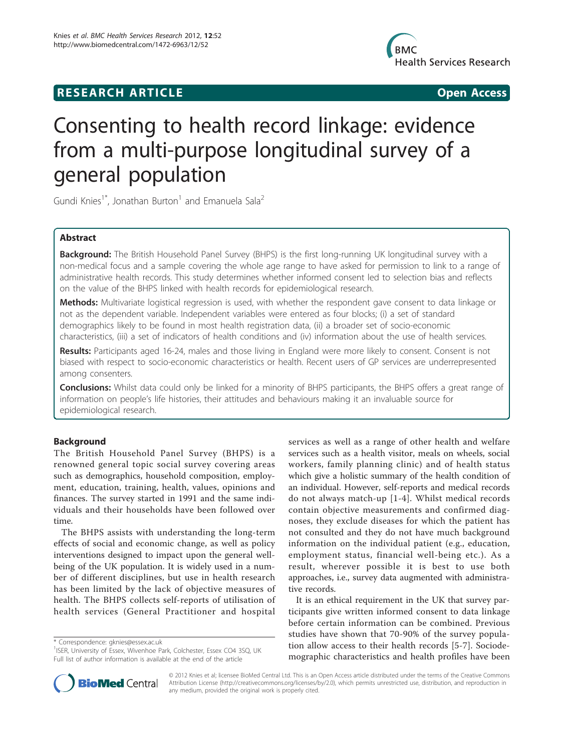RESEARCH ARTICLE Open Access

# Consenting to health record linkage: evidence from a multi-purpose longitudinal survey of a general population

Gundi Knies[1*], Jonathan Burton[1] and Emanuela Sala[2]

## Abstract

**Background:** The British Household Panel Survey (BHPS) is the first long-running UK longitudinal survey with a non-medical focus and a sample covering the whole age range to have asked for permission to link to a range of administrative health records. This study determines whether informed consent led to selection bias and reflects on the value of the BHPS linked with health records for epidemiological research.

**Methods:** Multivariate logistical regression is used, with whether the respondent gave consent to data linkage or not as the dependent variable. Independent variables were entered as four blocks; (i) a set of standard demographics likely to be found in most health registration data, (ii) a broader set of socio-economic characteristics, (iii) a set of indicators of health conditions and (iv) information about the use of health services.

**Results:** Participants aged 16-24, males and those living in England were more likely to consent. Consent is not biased with respect to socio-economic characteristics or health. Recent users of GP services are underrepresented among consenters.

**Conclusions:** Whilst data could only be linked for a minority of BHPS participants, the BHPS offers a great range of information on people's life histories, their attitudes and behaviours making it an invaluable source for epidemiological research.

## Background

The British Household Panel Survey (BHPS) is a renowned general topic social survey covering areas such as demographics, household composition, employment, education, training, health, values, opinions and finances. The survey started in 1991 and the same individuals and their households have been followed over time.

The BHPS assists with understanding the long-term effects of social and economic change, as well as policy interventions designed to impact upon the general well-being of the UK population. It is widely used in a number of different disciplines, but use in health research has been limited by the lack of objective measures of health. The BHPS collects self-reports of utilisation of health services (General Practitioner and hospital services as well as a range of other health and welfare services such as a health visitor, meals on wheels, social workers, family planning clinic) and of health status which give a holistic summary of the health condition of an individual. However, self-reports and medical records do not always match-up [1-4]. Whilst medical records contain objective measurements and confirmed diagnoses, they exclude diseases for which the patient has not consulted and they do not have much background information on the individual patient (e.g., education, employment status, financial well-being etc.). As a result, wherever possible it is best to use both approaches, i.e., survey data augmented with administrative records.

It is an ethical requirement in the UK that survey participants give written informed consent to data linkage before certain information can be combined. Previous studies have shown that 70-90% of the survey population allow access to their health records [5-7]. Sociodemographic characteristics and health profiles have been

\* Correspondence: gknies@essex.ac.uk

[1]ISER, University of Essex, Wivenhoe Park, Colchester, Essex CO4 3SQ, UK

Full list of author information is available at the end of the article

© 2012 Knies et al; licensee BioMed Central Ltd. This is an Open Access article distributed under the terms of the Creative Commons Attribution License (http://creativecommons.org/licenses/by/2.0), which permits unrestricted use, distribution, and reproduction in any medium, provided the original work is properly cited.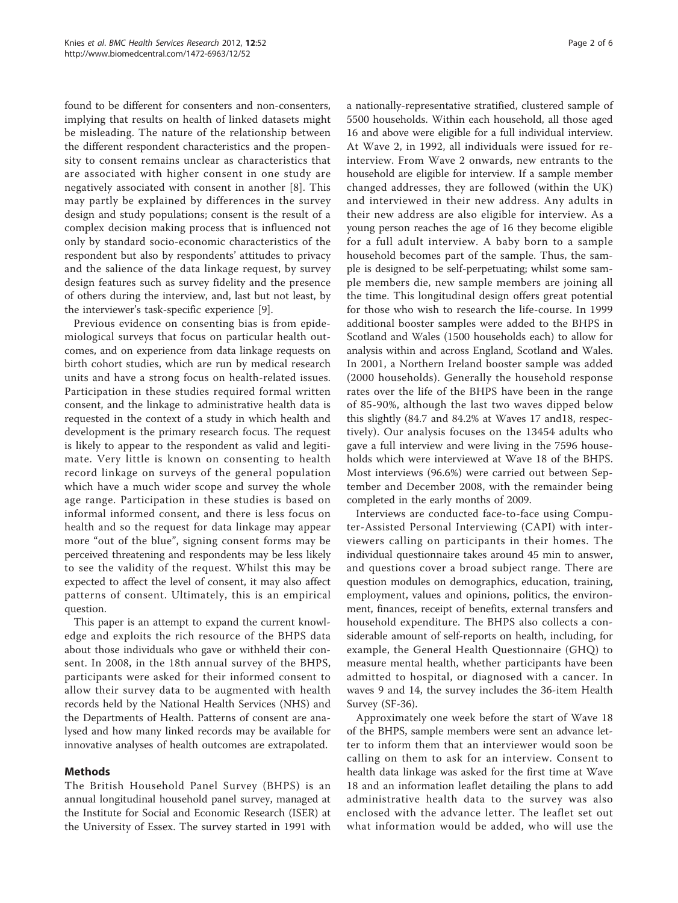found to be different for consenters and non-consenters, implying that results on health of linked datasets might be misleading. The nature of the relationship between the different respondent characteristics and the propensity to consent remains unclear as characteristics that are associated with higher consent in one study are negatively associated with consent in another [8]. This may partly be explained by differences in the survey design and study populations; consent is the result of a complex decision making process that is influenced not only by standard socio-economic characteristics of the respondent but also by respondents' attitudes to privacy and the salience of the data linkage request, by survey design features such as survey fidelity and the presence of others during the interview, and, last but not least, by the interviewer's task-specific experience [9].

Previous evidence on consenting bias is from epidemiological surveys that focus on particular health outcomes, and on experience from data linkage requests on birth cohort studies, which are run by medical research units and have a strong focus on health-related issues. Participation in these studies required formal written consent, and the linkage to administrative health data is requested in the context of a study in which health and development is the primary research focus. The request is likely to appear to the respondent as valid and legitimate. Very little is known on consenting to health record linkage on surveys of the general population which have a much wider scope and survey the whole age range. Participation in these studies is based on informal informed consent, and there is less focus on health and so the request for data linkage may appear more "out of the blue", signing consent forms may be perceived threatening and respondents may be less likely to see the validity of the request. Whilst this may be expected to affect the level of consent, it may also affect patterns of consent. Ultimately, this is an empirical question.

This paper is an attempt to expand the current knowledge and exploits the rich resource of the BHPS data about those individuals who gave or withheld their consent. In 2008, in the 18th annual survey of the BHPS, participants were asked for their informed consent to allow their survey data to be augmented with health records held by the National Health Services (NHS) and the Departments of Health. Patterns of consent are analysed and how many linked records may be available for innovative analyses of health outcomes are extrapolated.

## Methods

The British Household Panel Survey (BHPS) is an annual longitudinal household panel survey, managed at the Institute for Social and Economic Research (ISER) at the University of Essex. The survey started in 1991 with a nationally-representative stratified, clustered sample of 5500 households. Within each household, all those aged 16 and above were eligible for a full individual interview. At Wave 2, in 1992, all individuals were issued for re-interview. From Wave 2 onwards, new entrants to the household are eligible for interview. If a sample member changed addresses, they are followed (within the UK) and interviewed in their new address. Any adults in their new address are also eligible for interview. As a young person reaches the age of 16 they become eligible for a full adult interview. A baby born to a sample household becomes part of the sample. Thus, the sample is designed to be self-perpetuating; whilst some sample members die, new sample members are joining all the time. This longitudinal design offers great potential for those who wish to research the life-course. In 1999 additional booster samples were added to the BHPS in Scotland and Wales (1500 households each) to allow for analysis within and across England, Scotland and Wales. In 2001, a Northern Ireland booster sample was added (2000 households). Generally the household response rates over the life of the BHPS have been in the range of 85-90%, although the last two waves dipped below this slightly (84.7 and 84.2% at Waves 17 and18, respectively). Our analysis focuses on the 13454 adults who gave a full interview and were living in the 7596 households which were interviewed at Wave 18 of the BHPS. Most interviews (96.6%) were carried out between September and December 2008, with the remainder being completed in the early months of 2009.

Interviews are conducted face-to-face using Computer-Assisted Personal Interviewing (CAPI) with interviewers calling on participants in their homes. The individual questionnaire takes around 45 min to answer, and questions cover a broad subject range. There are question modules on demographics, education, training, employment, values and opinions, politics, the environment, finances, receipt of benefits, external transfers and household expenditure. The BHPS also collects a considerable amount of self-reports on health, including, for example, the General Health Questionnaire (GHQ) to measure mental health, whether participants have been admitted to hospital, or diagnosed with a cancer. In waves 9 and 14, the survey includes the 36-item Health Survey (SF-36).

Approximately one week before the start of Wave 18 of the BHPS, sample members were sent an advance letter to inform them that an interviewer would soon be calling on them to ask for an interview. Consent to health data linkage was asked for the first time at Wave 18 and an information leaflet detailing the plans to add administrative health data to the survey was also enclosed with the advance letter. The leaflet set out what information would be added, who will use the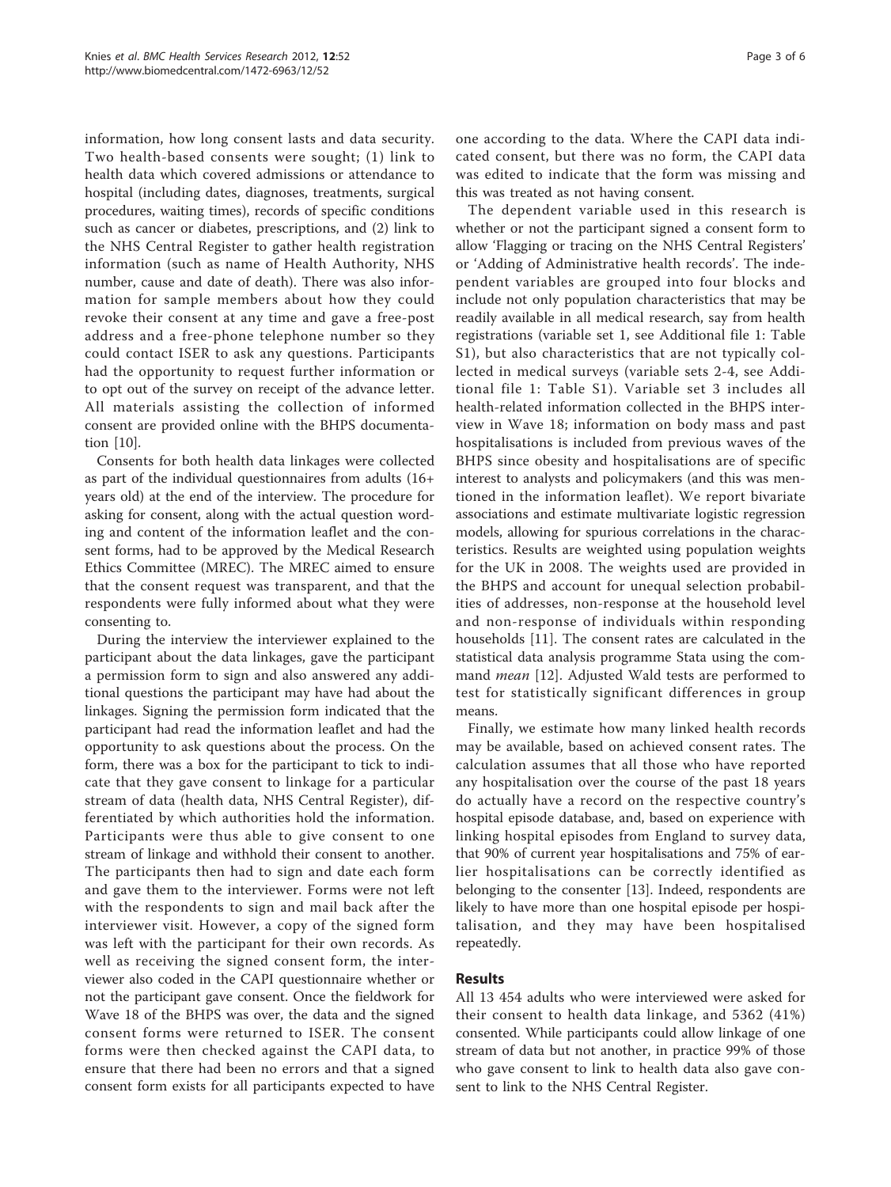information, how long consent lasts and data security. Two health-based consents were sought; (1) link to health data which covered admissions or attendance to hospital (including dates, diagnoses, treatments, surgical procedures, waiting times), records of specific conditions such as cancer or diabetes, prescriptions, and (2) link to the NHS Central Register to gather health registration information (such as name of Health Authority, NHS number, cause and date of death). There was also information for sample members about how they could revoke their consent at any time and gave a free-post address and a free-phone telephone number so they could contact ISER to ask any questions. Participants had the opportunity to request further information or to opt out of the survey on receipt of the advance letter. All materials assisting the collection of informed consent are provided online with the BHPS documentation [10].

Consents for both health data linkages were collected as part of the individual questionnaires from adults (16+ years old) at the end of the interview. The procedure for asking for consent, along with the actual question wording and content of the information leaflet and the consent forms, had to be approved by the Medical Research Ethics Committee (MREC). The MREC aimed to ensure that the consent request was transparent, and that the respondents were fully informed about what they were consenting to.

During the interview the interviewer explained to the participant about the data linkages, gave the participant a permission form to sign and also answered any additional questions the participant may have had about the linkages. Signing the permission form indicated that the participant had read the information leaflet and had the opportunity to ask questions about the process. On the form, there was a box for the participant to tick to indicate that they gave consent to linkage for a particular stream of data (health data, NHS Central Register), differentiated by which authorities hold the information. Participants were thus able to give consent to one stream of linkage and withhold their consent to another. The participants then had to sign and date each form and gave them to the interviewer. Forms were not left with the respondents to sign and mail back after the interviewer visit. However, a copy of the signed form was left with the participant for their own records. As well as receiving the signed consent form, the interviewer also coded in the CAPI questionnaire whether or not the participant gave consent. Once the fieldwork for Wave 18 of the BHPS was over, the data and the signed consent forms were returned to ISER. The consent forms were then checked against the CAPI data, to ensure that there had been no errors and that a signed consent form exists for all participants expected to have one according to the data. Where the CAPI data indicated consent, but there was no form, the CAPI data was edited to indicate that the form was missing and this was treated as not having consent.

The dependent variable used in this research is whether or not the participant signed a consent form to allow 'Flagging or tracing on the NHS Central Registers' or 'Adding of Administrative health records'. The independent variables are grouped into four blocks and include not only population characteristics that may be readily available in all medical research, say from health registrations (variable set 1, see Additional file 1: Table S1), but also characteristics that are not typically collected in medical surveys (variable sets 2-4, see Additional file 1: Table S1). Variable set 3 includes all health-related information collected in the BHPS interview in Wave 18; information on body mass and past hospitalisations is included from previous waves of the BHPS since obesity and hospitalisations are of specific interest to analysts and policymakers (and this was mentioned in the information leaflet). We report bivariate associations and estimate multivariate logistic regression models, allowing for spurious correlations in the characteristics. Results are weighted using population weights for the UK in 2008. The weights used are provided in the BHPS and account for unequal selection probabilities of addresses, non-response at the household level and non-response of individuals within responding households [11]. The consent rates are calculated in the statistical data analysis programme Stata using the command *mean* [12]. Adjusted Wald tests are performed to test for statistically significant differences in group means.

Finally, we estimate how many linked health records may be available, based on achieved consent rates. The calculation assumes that all those who have reported any hospitalisation over the course of the past 18 years do actually have a record on the respective country's hospital episode database, and, based on experience with linking hospital episodes from England to survey data, that 90% of current year hospitalisations and 75% of earlier hospitalisations can be correctly identified as belonging to the consenter [13]. Indeed, respondents are likely to have more than one hospital episode per hospitalisation, and they may have been hospitalised repeatedly.

## Results

All 13 454 adults who were interviewed were asked for their consent to health data linkage, and 5362 (41%) consented. While participants could allow linkage of one stream of data but not another, in practice 99% of those who gave consent to link to health data also gave consent to link to the NHS Central Register.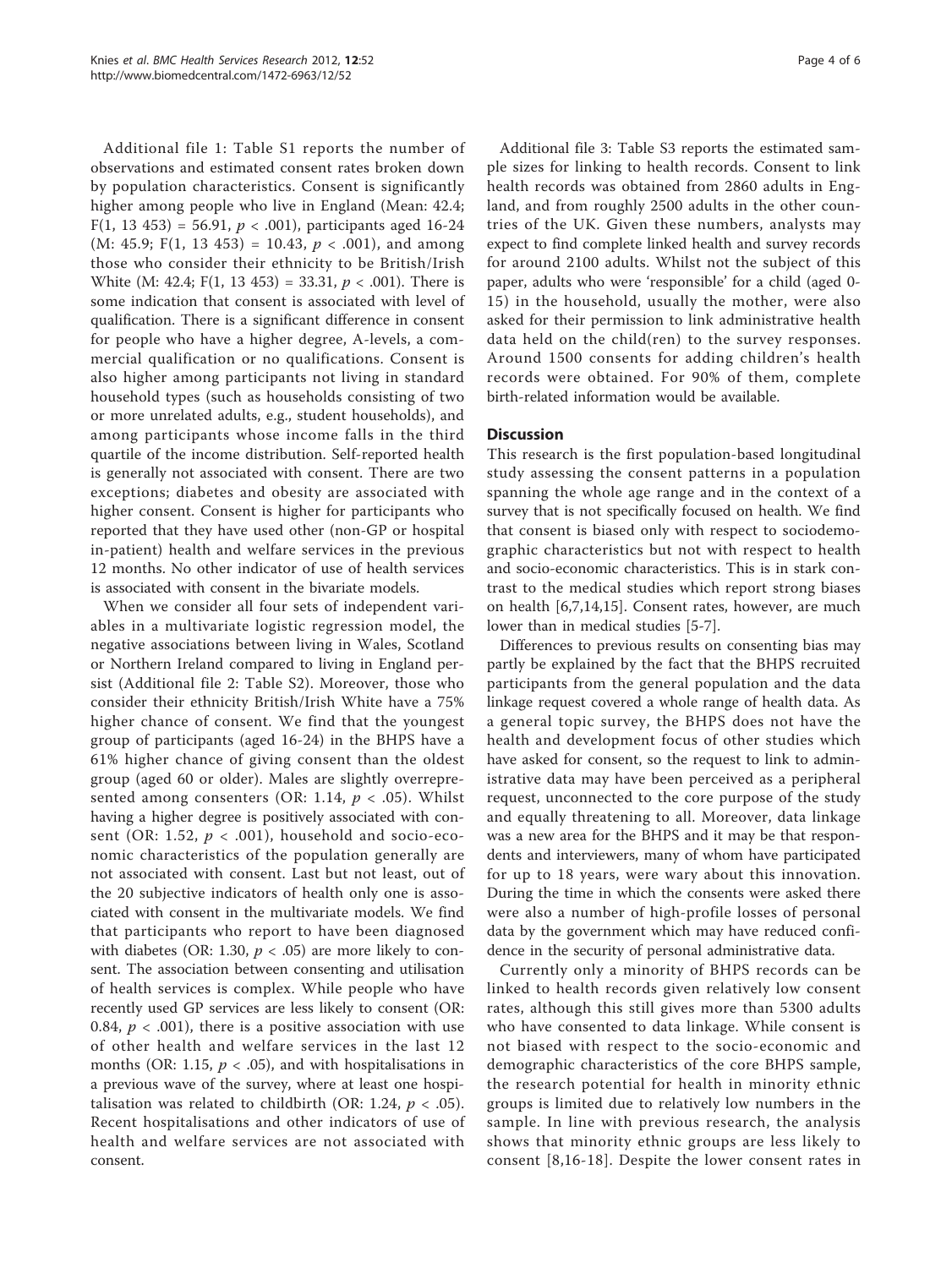Additional file 1: Table S1 reports the number of observations and estimated consent rates broken down by population characteristics. Consent is significantly higher among people who live in England (Mean: 42.4; $F(1, 13\,453) = 56.91$, $p < .001$), participants aged 16-24 (M: 45.9; $F(1, 13\,453) = 10.43$, $p < .001$), and among those who consider their ethnicity to be British/Irish White (M: 42.4; $F(1, 13\,453) = 33.31$, $p < .001$). There is some indication that consent is associated with level of qualification. There is a significant difference in consent for people who have a higher degree, A-levels, a commercial qualification or no qualifications. Consent is also higher among participants not living in standard household types (such as households consisting of two or more unrelated adults, e.g., student households), and among participants whose income falls in the third quartile of the income distribution. Self-reported health is generally not associated with consent. There are two exceptions; diabetes and obesity are associated with higher consent. Consent is higher for participants who reported that they have used other (non-GP or hospital in-patient) health and welfare services in the previous 12 months. No other indicator of use of health services is associated with consent in the bivariate models.

When we consider all four sets of independent variables in a multivariate logistic regression model, the negative associations between living in Wales, Scotland or Northern Ireland compared to living in England persist (Additional file 2: Table S2). Moreover, those who consider their ethnicity British/Irish White have a 75% higher chance of consent. We find that the youngest group of participants (aged 16-24) in the BHPS have a 61% higher chance of giving consent than the oldest group (aged 60 or older). Males are slightly overrepresented among consenters (OR: 1.14, $p < .05$). Whilst having a higher degree is positively associated with consent (OR: 1.52, $p < .001$), household and socio-economic characteristics of the population generally are not associated with consent. Last but not least, out of the 20 subjective indicators of health only one is associated with consent in the multivariate models. We find that participants who report to have been diagnosed with diabetes (OR: 1.30, $p < .05$) are more likely to consent. The association between consenting and utilisation of health services is complex. While people who have recently used GP services are less likely to consent (OR: 0.84, $p < .001$), there is a positive association with use of other health and welfare services in the last 12 months (OR: 1.15, $p < .05$), and with hospitalisations in a previous wave of the survey, where at least one hospitalisation was related to childbirth (OR: 1.24, $p < .05$). Recent hospitalisations and other indicators of use of health and welfare services are not associated with consent.

Additional file 3: Table S3 reports the estimated sample sizes for linking to health records. Consent to link health records was obtained from 2860 adults in England, and from roughly 2500 adults in the other countries of the UK. Given these numbers, analysts may expect to find complete linked health and survey records for around 2100 adults. Whilst not the subject of this paper, adults who were 'responsible' for a child (aged 0-15) in the household, usually the mother, were also asked for their permission to link administrative health data held on the child(ren) to the survey responses. Around 1500 consents for adding children's health records were obtained. For 90% of them, complete birth-related information would be available.

## Discussion

This research is the first population-based longitudinal study assessing the consent patterns in a population spanning the whole age range and in the context of a survey that is not specifically focused on health. We find that consent is biased only with respect to sociodemographic characteristics but not with respect to health and socio-economic characteristics. This is in stark contrast to the medical studies which report strong biases on health [6,7,14,15]. Consent rates, however, are much lower than in medical studies [5-7].

Differences to previous results on consenting bias may partly be explained by the fact that the BHPS recruited participants from the general population and the data linkage request covered a whole range of health data. As a general topic survey, the BHPS does not have the health and development focus of other studies which have asked for consent, so the request to link to administrative data may have been perceived as a peripheral request, unconnected to the core purpose of the study and equally threatening to all. Moreover, data linkage was a new area for the BHPS and it may be that respondents and interviewers, many of whom have participated for up to 18 years, were wary about this innovation. During the time in which the consents were asked there were also a number of high-profile losses of personal data by the government which may have reduced confidence in the security of personal administrative data.

Currently only a minority of BHPS records can be linked to health records given relatively low consent rates, although this still gives more than 5300 adults who have consented to data linkage. While consent is not biased with respect to the socio-economic and demographic characteristics of the core BHPS sample, the research potential for health in minority ethnic groups is limited due to relatively low numbers in the sample. In line with previous research, the analysis shows that minority ethnic groups are less likely to consent [8,16-18]. Despite the lower consent rates in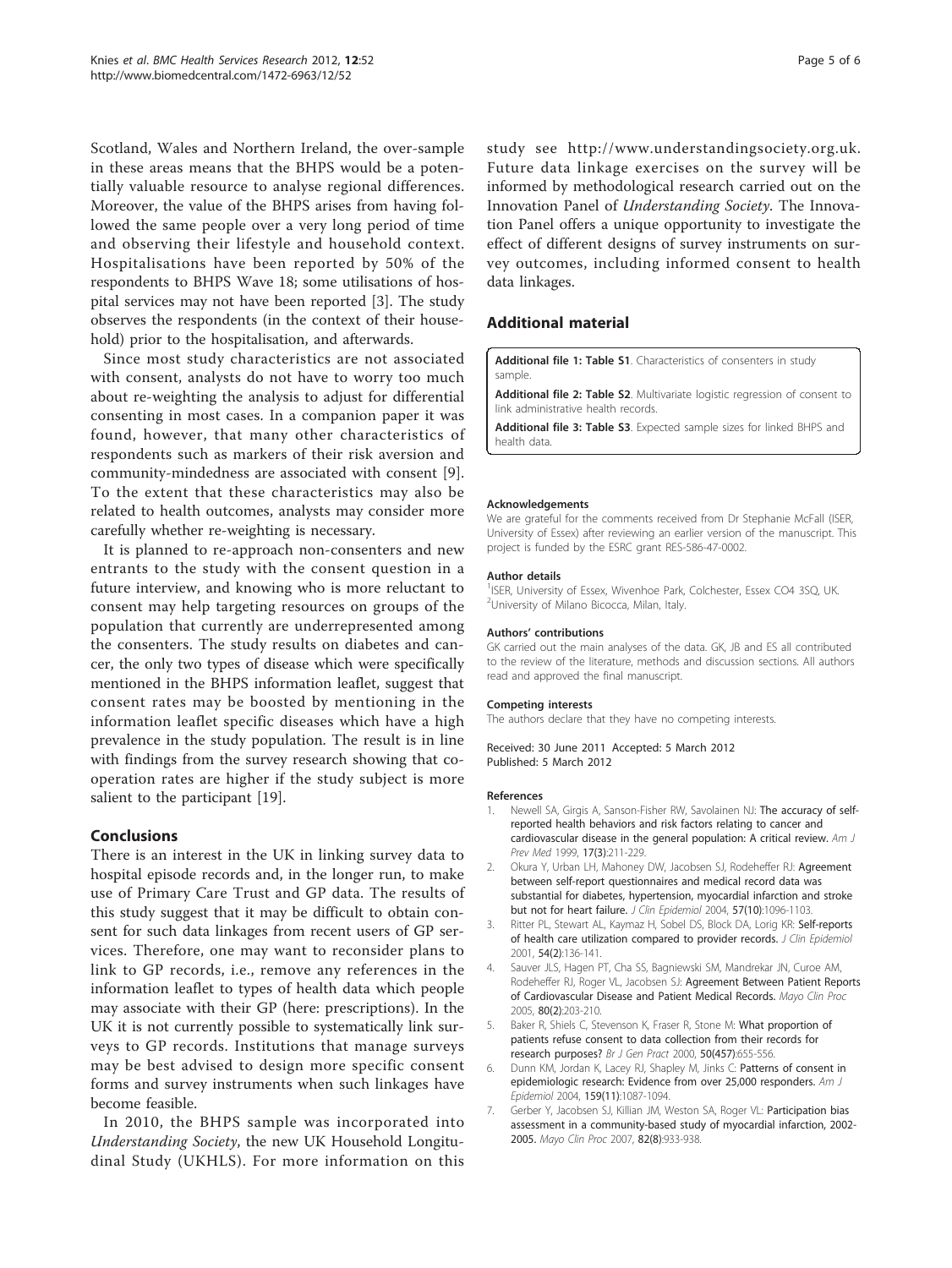Scotland, Wales and Northern Ireland, the over-sample in these areas means that the BHPS would be a potentially valuable resource to analyse regional differences. Moreover, the value of the BHPS arises from having followed the same people over a very long period of time and observing their lifestyle and household context. Hospitalisations have been reported by 50% of the respondents to BHPS Wave 18; some utilisations of hospital services may not have been reported [3]. The study observes the respondents (in the context of their household) prior to the hospitalisation, and afterwards.

Since most study characteristics are not associated with consent, analysts do not have to worry too much about re-weighting the analysis to adjust for differential consenting in most cases. In a companion paper it was found, however, that many other characteristics of respondents such as markers of their risk aversion and community-mindedness are associated with consent [9]. To the extent that these characteristics may also be related to health outcomes, analysts may consider more carefully whether re-weighting is necessary.

It is planned to re-approach non-consenters and new entrants to the study with the consent question in a future interview, and knowing who is more reluctant to consent may help targeting resources on groups of the population that currently are underrepresented among the consenters. The study results on diabetes and cancer, the only two types of disease which were specifically mentioned in the BHPS information leaflet, suggest that consent rates may be boosted by mentioning in the information leaflet specific diseases which have a high prevalence in the study population. The result is in line with findings from the survey research showing that co-operation rates are higher if the study subject is more salient to the participant [19].

## Conclusions

There is an interest in the UK in linking survey data to hospital episode records and, in the longer run, to make use of Primary Care Trust and GP data. The results of this study suggest that it may be difficult to obtain consent for such data linkages from recent users of GP services. Therefore, one may want to reconsider plans to link to GP records, i.e., remove any references in the information leaflet to types of health data which people may associate with their GP (here: prescriptions). In the UK it is not currently possible to systematically link surveys to GP records. Institutions that manage surveys may be best advised to design more specific consent forms and survey instruments when such linkages have become feasible.

In 2010, the BHPS sample was incorporated into *Understanding Society*, the new UK Household Longitudinal Study (UKHLS). For more information on this study see http://www.understandingsociety.org.uk. Future data linkage exercises on the survey will be informed by methodological research carried out on the Innovation Panel of *Understanding Society*. The Innovation Panel offers a unique opportunity to investigate the effect of different designs of survey instruments on survey outcomes, including informed consent to health data linkages.

## Additional material

**Additional file 1: Table S1**. Characteristics of consenters in study sample.

**Additional file 2: Table S2**. Multivariate logistic regression of consent to link administrative health records.

**Additional file 3: Table S3**. Expected sample sizes for linked BHPS and health data.

#### Acknowledgements

We are grateful for the comments received from Dr Stephanie McFall (ISER, University of Essex) after reviewing an earlier version of the manuscript. This project is funded by the ESRC grant RES-586-47-0002.

#### Author details

[1]ISER, University of Essex, Wivenhoe Park, Colchester, Essex CO4 3SQ, UK. [2]University of Milano Bicocca, Milan, Italy.

#### Authors' contributions

GK carried out the main analyses of the data. GK, JB and ES all contributed to the review of the literature, methods and discussion sections. All authors read and approved the final manuscript.

#### Competing interests

The authors declare that they have no competing interests.

Received: 30 June 2011 Accepted: 5 March 2012
Published: 5 March 2012

#### References

1. Newell SA, Girgis A, Sanson-Fisher RW, Savolainen NJ: **The accuracy of self-reported health behaviors and risk factors relating to cancer and cardiovascular disease in the general population: A critical review.** *Am J Prev Med* 1999, **17(3)**:211-229.
2. Okura Y, Urban LH, Mahoney DW, Jacobsen SJ, Rodeheffer RJ: **Agreement between self-report questionnaires and medical record data was substantial for diabetes, hypertension, myocardial infarction and stroke but not for heart failure.** *J Clin Epidemiol* 2004, **57(10)**:1096-1103.
3. Ritter PL, Stewart AL, Kaymaz H, Sobel DS, Block DA, Lorig KR: **Self-reports of health care utilization compared to provider records.** *J Clin Epidemiol* 2001, **54(2)**:136-141.
4. Sauver JLS, Hagen PT, Cha SS, Bagniewski SM, Mandrekar JN, Curoe AM, Rodeheffer RJ, Roger VL, Jacobsen SJ: **Agreement Between Patient Reports of Cardiovascular Disease and Patient Medical Records.** *Mayo Clin Proc* 2005, **80(2)**:203-210.
5. Baker R, Shiels C, Stevenson K, Fraser R, Stone M: **What proportion of patients refuse consent to data collection from their records for research purposes?** *Br J Gen Pract* 2000, **50(457)**:655-556.
6. Dunn KM, Jordan K, Lacey RJ, Shapley M, Jinks C: **Patterns of consent in epidemiologic research: Evidence from over 25,000 responders.** *Am J Epidemiol* 2004, **159(11)**:1087-1094.
7. Gerber Y, Jacobsen SJ, Killian JM, Weston SA, Roger VL: **Participation bias assessment in a community-based study of myocardial infarction, 2002-2005.** *Mayo Clin Proc* 2007, **82(8)**:933-938.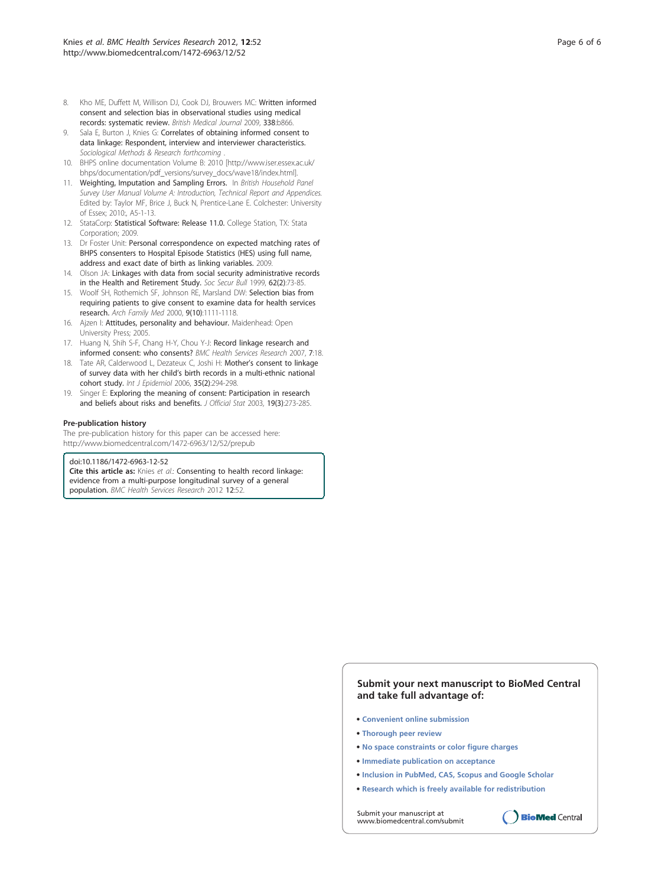8. Kho ME, Duffett M, Willison DJ, Cook DJ, Brouwers MC: **Written informed consent and selection bias in observational studies using medical records: systematic review.** *British Medical Journal* 2009, **338**:b866.
9. Sala E, Burton J, Knies G: **Correlates of obtaining informed consent to data linkage: Respondent, interview and interviewer characteristics.** *Sociological Methods & Research forthcoming* .
10. BHPS online documentation Volume B: 2010 [http://www.iser.essex.ac.uk/bhps/documentation/pdf_versions/survey_docs/wave18/index.html].
11. **Weighting, Imputation and Sampling Errors.** In *British Household Panel Survey User Manual Volume A: Introduction, Technical Report and Appendices.* Edited by: Taylor MF, Brice J, Buck N, Prentice-Lane E. Colchester: University of Essex; 2010:, A5-1-13.
12. StataCorp: **Statistical Software: Release 11.0.** College Station, TX: Stata Corporation; 2009.
13. Dr Foster Unit: **Personal correspondence on expected matching rates of BHPS consenters to Hospital Episode Statistics (HES) using full name, address and exact date of birth as linking variables.** 2009.
14. Olson JA: **Linkages with data from social security administrative records in the Health and Retirement Study.** *Soc Secur Bull* 1999, **62(2)**:73-85.
15. Woolf SH, Rothemich SF, Johnson RE, Marsland DW: **Selection bias from requiring patients to give consent to examine data for health services research.** *Arch Family Med* 2000, **9(10)**:1111-1118.
16. Ajzen I: **Attitudes, personality and behaviour.** Maidenhead: Open University Press; 2005.
17. Huang N, Shih S-F, Chang H-Y, Chou Y-J: **Record linkage research and informed consent: who consents?** *BMC Health Services Research* 2007, **7**:18.
18. Tate AR, Calderwood L, Dezateux C, Joshi H: **Mother's consent to linkage of survey data with her child's birth records in a multi-ethnic national cohort study.** *Int J Epidemiol* 2006, **35(2)**:294-298.
19. Singer E: **Exploring the meaning of consent: Participation in research and beliefs about risks and benefits.** *J Official Stat* 2003, **19(3)**:273-285.

### Pre-publication history

The pre-publication history for this paper can be accessed here: http://www.biomedcentral.com/1472-6963/12/52/prepub

doi:10.1186/1472-6963-12-52
**Cite this article as:** Knies *et al.*: Consenting to health record linkage: evidence from a multi-purpose longitudinal survey of a general population. *BMC Health Services Research* 2012 **12**:52.

**Submit your next manuscript to BioMed Central and take full advantage of:**

- **Convenient online submission**
- **Thorough peer review**
- **No space constraints or color figure charges**
- **Immediate publication on acceptance**
- **Inclusion in PubMed, CAS, Scopus and Google Scholar**
- **Research which is freely available for redistribution**

Submit your manuscript at
www.biomedcentral.com/submit

BioMed Central